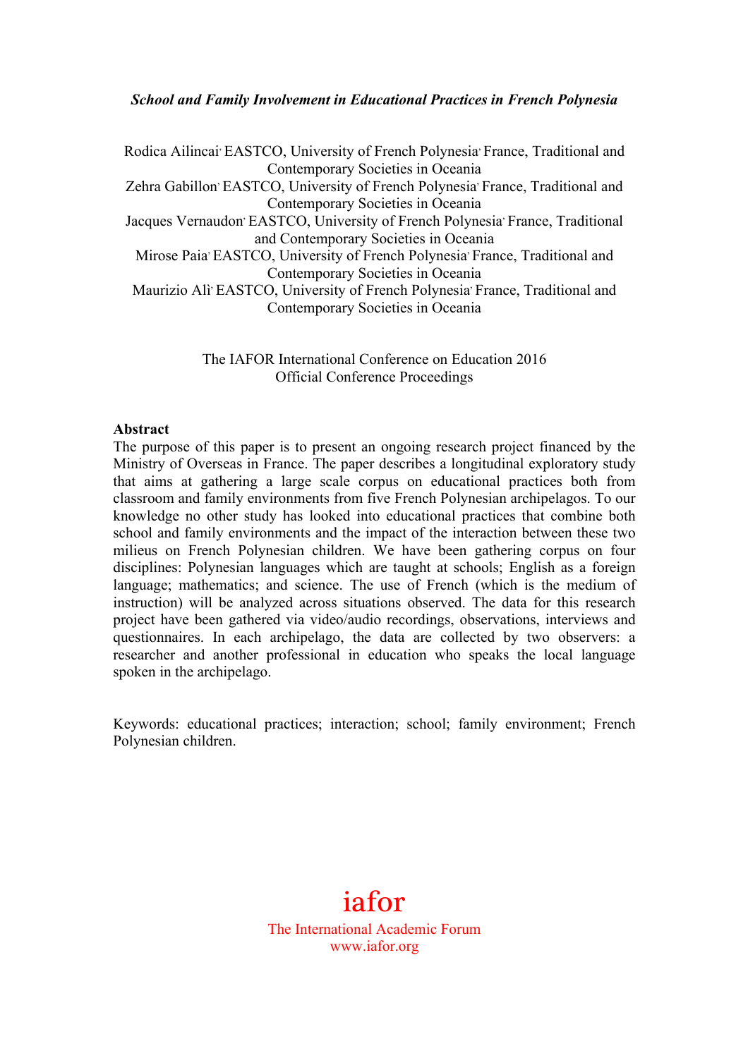***School and Family Involvement in Educational Practices in French Polynesia***

Rodica Ailincai, EASTCO, University of French Polynesia, France, Traditional and Contemporary Societies in Oceania
Zehra Gabillon, EASTCO, University of French Polynesia, France, Traditional and Contemporary Societies in Oceania
Jacques Vernaudon, EASTCO, University of French Polynesia, France, Traditional and Contemporary Societies in Oceania
Mirose Paia, EASTCO, University of French Polynesia, France, Traditional and Contemporary Societies in Oceania
Maurizio Alì, EASTCO, University of French Polynesia, France, Traditional and Contemporary Societies in Oceania

The IAFOR International Conference on Education 2016
Official Conference Proceedings

**Abstract**

The purpose of this paper is to present an ongoing research project financed by the Ministry of Overseas in France. The paper describes a longitudinal exploratory study that aims at gathering a large scale corpus on educational practices both from classroom and family environments from five French Polynesian archipelagos. To our knowledge no other study has looked into educational practices that combine both school and family environments and the impact of the interaction between these two milieus on French Polynesian children. We have been gathering corpus on four disciplines: Polynesian languages which are taught at schools; English as a foreign language; mathematics; and science. The use of French (which is the medium of instruction) will be analyzed across situations observed. The data for this research project have been gathered via video/audio recordings, observations, interviews and questionnaires. In each archipelago, the data are collected by two observers: a researcher and another professional in education who speaks the local language spoken in the archipelago.

Keywords: educational practices; interaction; school; family environment; French Polynesian children.

iafor
The International Academic Forum
www.iafor.org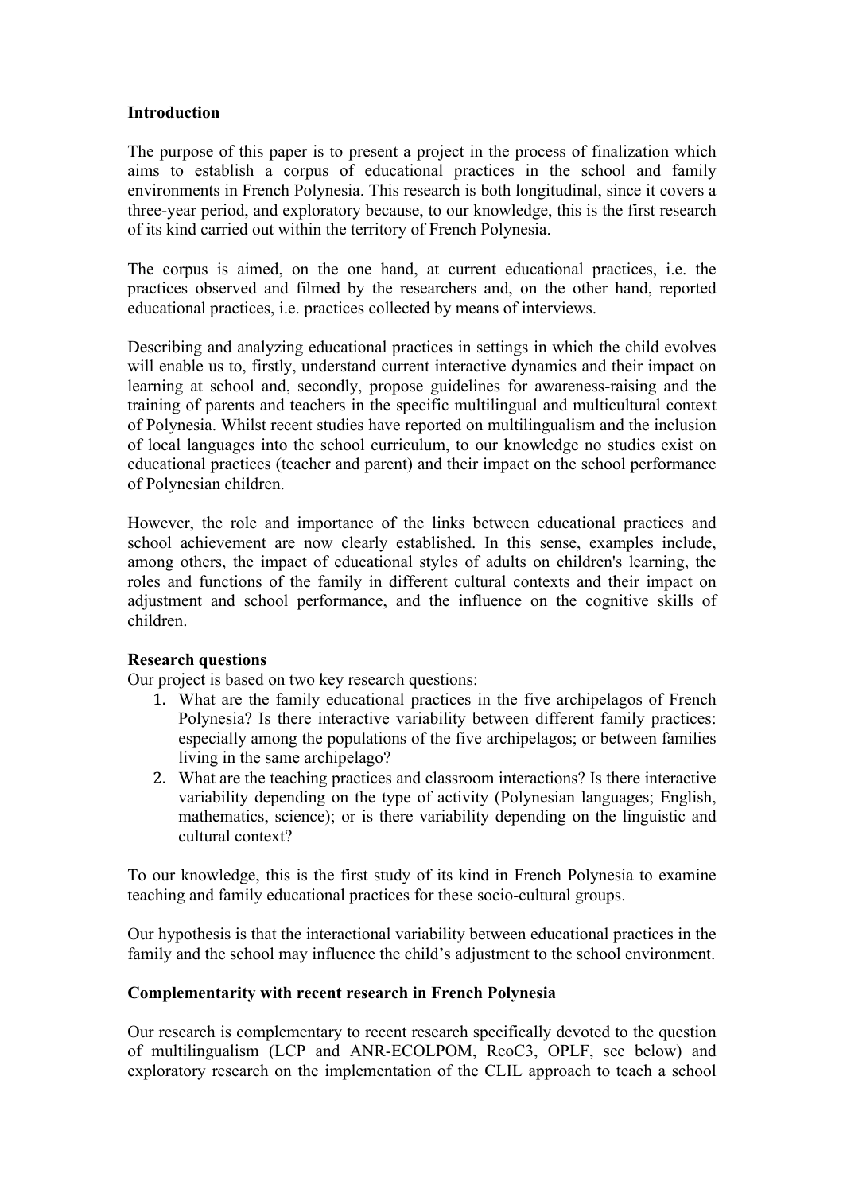**Introduction**

The purpose of this paper is to present a project in the process of finalization which aims to establish a corpus of educational practices in the school and family environments in French Polynesia. This research is both longitudinal, since it covers a three-year period, and exploratory because, to our knowledge, this is the first research of its kind carried out within the territory of French Polynesia.

The corpus is aimed, on the one hand, at current educational practices, i.e. the practices observed and filmed by the researchers and, on the other hand, reported educational practices, i.e. practices collected by means of interviews.

Describing and analyzing educational practices in settings in which the child evolves will enable us to, firstly, understand current interactive dynamics and their impact on learning at school and, secondly, propose guidelines for awareness-raising and the training of parents and teachers in the specific multilingual and multicultural context of Polynesia. Whilst recent studies have reported on multilingualism and the inclusion of local languages into the school curriculum, to our knowledge no studies exist on educational practices (teacher and parent) and their impact on the school performance of Polynesian children.

However, the role and importance of the links between educational practices and school achievement are now clearly established. In this sense, examples include, among others, the impact of educational styles of adults on children's learning, the roles and functions of the family in different cultural contexts and their impact on adjustment and school performance, and the influence on the cognitive skills of children.

**Research questions**

Our project is based on two key research questions:

1. What are the family educational practices in the five archipelagos of French Polynesia? Is there interactive variability between different family practices: especially among the populations of the five archipelagos; or between families living in the same archipelago?
2. What are the teaching practices and classroom interactions? Is there interactive variability depending on the type of activity (Polynesian languages; English, mathematics, science); or is there variability depending on the linguistic and cultural context?

To our knowledge, this is the first study of its kind in French Polynesia to examine teaching and family educational practices for these socio-cultural groups.

Our hypothesis is that the interactional variability between educational practices in the family and the school may influence the child's adjustment to the school environment.

**Complementarity with recent research in French Polynesia**

Our research is complementary to recent research specifically devoted to the question of multilingualism (LCP and ANR-ECOLPOM, ReoC3, OPLF, see below) and exploratory research on the implementation of the CLIL approach to teach a school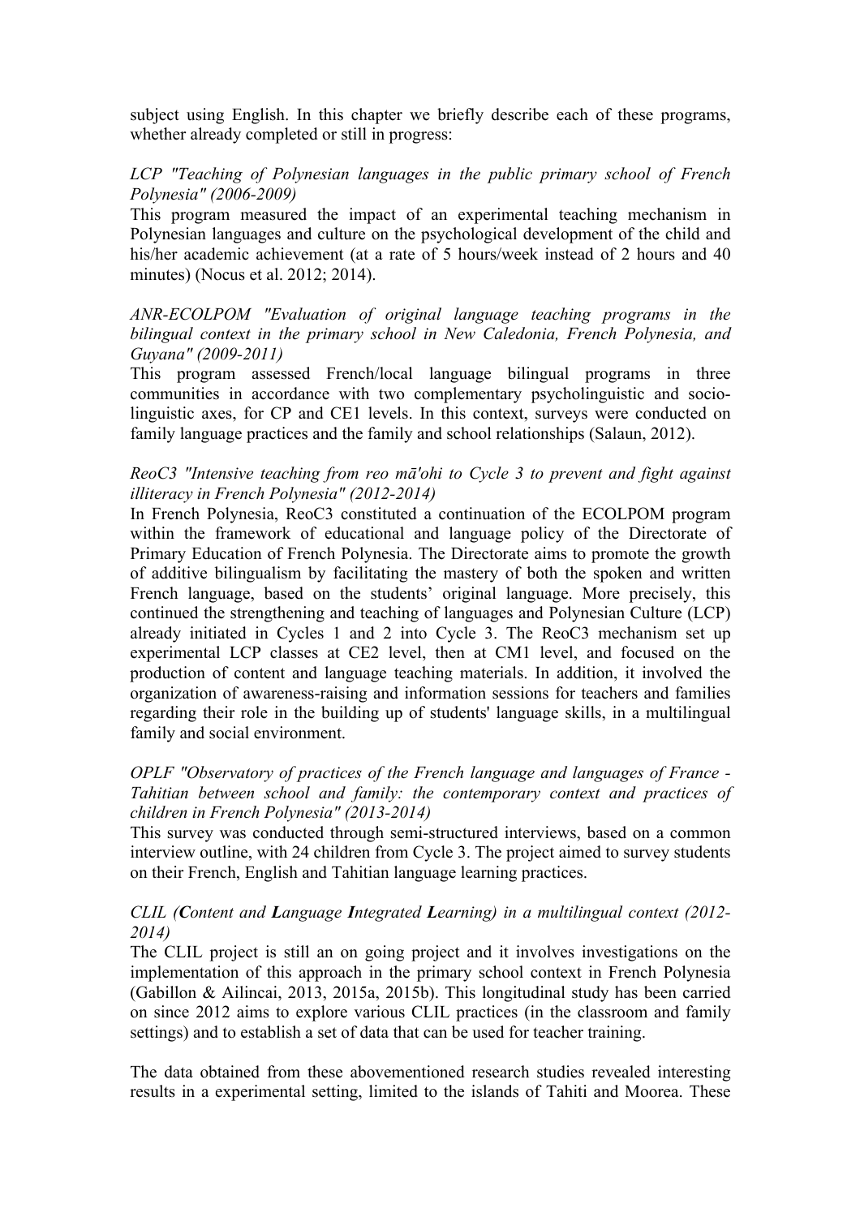subject using English. In this chapter we briefly describe each of these programs, whether already completed or still in progress:

*LCP "Teaching of Polynesian languages in the public primary school of French Polynesia" (2006-2009)*

This program measured the impact of an experimental teaching mechanism in Polynesian languages and culture on the psychological development of the child and his/her academic achievement (at a rate of 5 hours/week instead of 2 hours and 40 minutes) (Nocus et al. 2012; 2014).

*ANR-ECOLPOM "Evaluation of original language teaching programs in the bilingual context in the primary school in New Caledonia, French Polynesia, and Guyana" (2009-2011)*

This program assessed French/local language bilingual programs in three communities in accordance with two complementary psycholinguistic and socio-linguistic axes, for CP and CE1 levels. In this context, surveys were conducted on family language practices and the family and school relationships (Salaun, 2012).

*ReoC3 "Intensive teaching from reo mā'ohi to Cycle 3 to prevent and fight against illiteracy in French Polynesia" (2012-2014)*

In French Polynesia, ReoC3 constituted a continuation of the ECOLPOM program within the framework of educational and language policy of the Directorate of Primary Education of French Polynesia. The Directorate aims to promote the growth of additive bilingualism by facilitating the mastery of both the spoken and written French language, based on the students' original language. More precisely, this continued the strengthening and teaching of languages and Polynesian Culture (LCP) already initiated in Cycles 1 and 2 into Cycle 3. The ReoC3 mechanism set up experimental LCP classes at CE2 level, then at CM1 level, and focused on the production of content and language teaching materials. In addition, it involved the organization of awareness-raising and information sessions for teachers and families regarding their role in the building up of students' language skills, in a multilingual family and social environment.

*OPLF "Observatory of practices of the French language and languages of France - Tahitian between school and family: the contemporary context and practices of children in French Polynesia" (2013-2014)*

This survey was conducted through semi-structured interviews, based on a common interview outline, with 24 children from Cycle 3. The project aimed to survey students on their French, English and Tahitian language learning practices.

*CLIL (**C**ontent and **L**anguage **I**ntegrated **L**earning) in a multilingual context (2012-2014)*

The CLIL project is still an on going project and it involves investigations on the implementation of this approach in the primary school context in French Polynesia (Gabillon & Ailincai, 2013, 2015a, 2015b). This longitudinal study has been carried on since 2012 aims to explore various CLIL practices (in the classroom and family settings) and to establish a set of data that can be used for teacher training.

The data obtained from these abovementioned research studies revealed interesting results in a experimental setting, limited to the islands of Tahiti and Moorea. These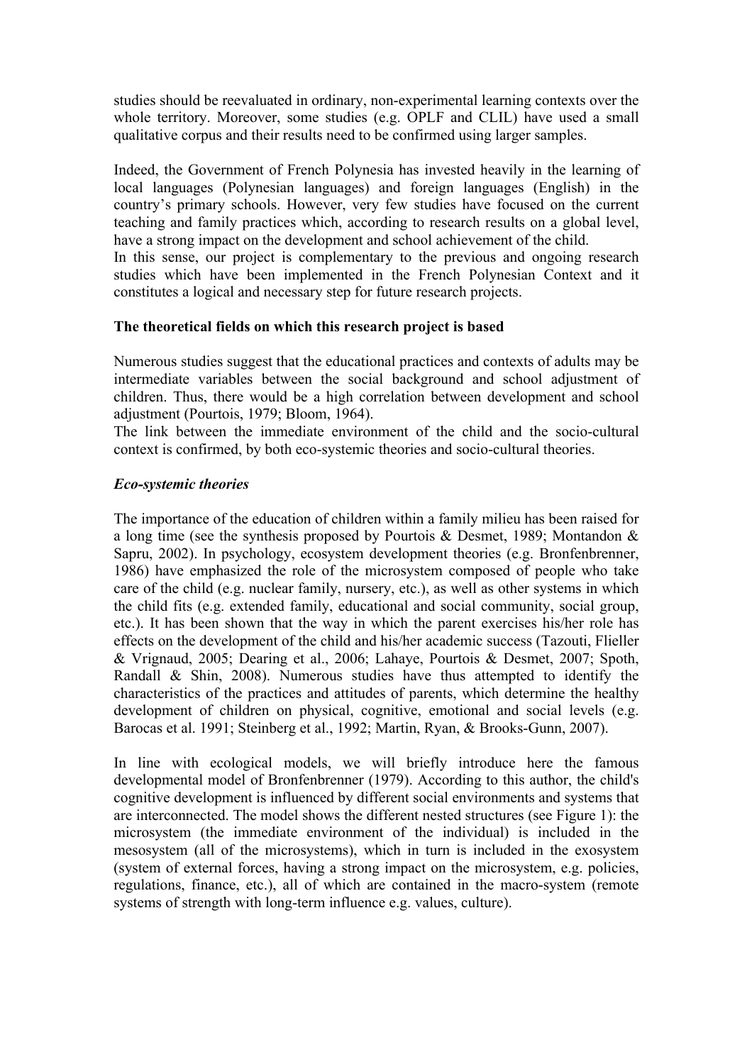studies should be reevaluated in ordinary, non-experimental learning contexts over the whole territory. Moreover, some studies (e.g. OPLF and CLIL) have used a small qualitative corpus and their results need to be confirmed using larger samples.

Indeed, the Government of French Polynesia has invested heavily in the learning of local languages (Polynesian languages) and foreign languages (English) in the country's primary schools. However, very few studies have focused on the current teaching and family practices which, according to research results on a global level, have a strong impact on the development and school achievement of the child.
In this sense, our project is complementary to the previous and ongoing research studies which have been implemented in the French Polynesian Context and it constitutes a logical and necessary step for future research projects.

**The theoretical fields on which this research project is based**

Numerous studies suggest that the educational practices and contexts of adults may be intermediate variables between the social background and school adjustment of children. Thus, there would be a high correlation between development and school adjustment (Pourtois, 1979; Bloom, 1964).
The link between the immediate environment of the child and the socio-cultural context is confirmed, by both eco-systemic theories and socio-cultural theories.

***Eco-systemic theories***

The importance of the education of children within a family milieu has been raised for a long time (see the synthesis proposed by Pourtois & Desmet, 1989; Montandon & Sapru, 2002). In psychology, ecosystem development theories (e.g. Bronfenbrenner, 1986) have emphasized the role of the microsystem composed of people who take care of the child (e.g. nuclear family, nursery, etc.), as well as other systems in which the child fits (e.g. extended family, educational and social community, social group, etc.). It has been shown that the way in which the parent exercises his/her role has effects on the development of the child and his/her academic success (Tazouti, Flieller & Vrignaud, 2005; Dearing et al., 2006; Lahaye, Pourtois & Desmet, 2007; Spoth, Randall & Shin, 2008). Numerous studies have thus attempted to identify the characteristics of the practices and attitudes of parents, which determine the healthy development of children on physical, cognitive, emotional and social levels (e.g. Barocas et al. 1991; Steinberg et al., 1992; Martin, Ryan, & Brooks-Gunn, 2007).

In line with ecological models, we will briefly introduce here the famous developmental model of Bronfenbrenner (1979). According to this author, the child's cognitive development is influenced by different social environments and systems that are interconnected. The model shows the different nested structures (see Figure 1): the microsystem (the immediate environment of the individual) is included in the mesosystem (all of the microsystems), which in turn is included in the exosystem (system of external forces, having a strong impact on the microsystem, e.g. policies, regulations, finance, etc.), all of which are contained in the macro-system (remote systems of strength with long-term influence e.g. values, culture).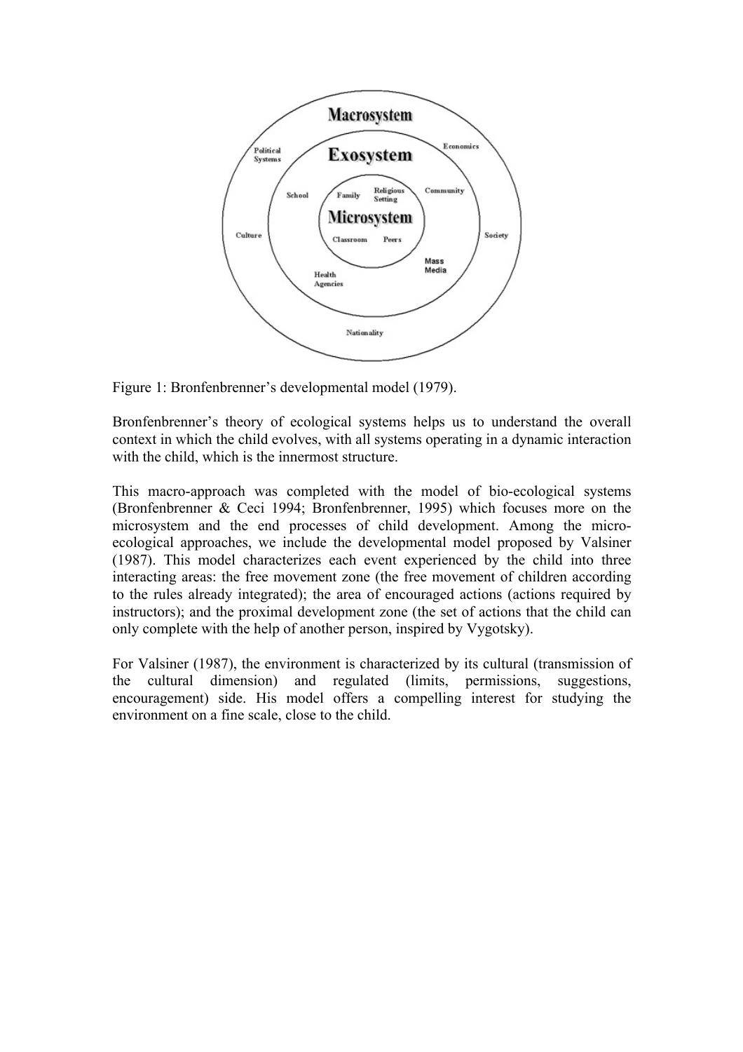Figure 1: Bronfenbrenner's developmental model (1979).

Bronfenbrenner's theory of ecological systems helps us to understand the overall context in which the child evolves, with all systems operating in a dynamic interaction with the child, which is the innermost structure.

This macro-approach was completed with the model of bio-ecological systems (Bronfenbrenner & Ceci 1994; Bronfenbrenner, 1995) which focuses more on the microsystem and the end processes of child development. Among the micro-ecological approaches, we include the developmental model proposed by Valsiner (1987). This model characterizes each event experienced by the child into three interacting areas: the free movement zone (the free movement of children according to the rules already integrated); the area of encouraged actions (actions required by instructors); and the proximal development zone (the set of actions that the child can only complete with the help of another person, inspired by Vygotsky).

For Valsiner (1987), the environment is characterized by its cultural (transmission of the cultural dimension) and regulated (limits, permissions, suggestions, encouragement) side. His model offers a compelling interest for studying the environment on a fine scale, close to the child.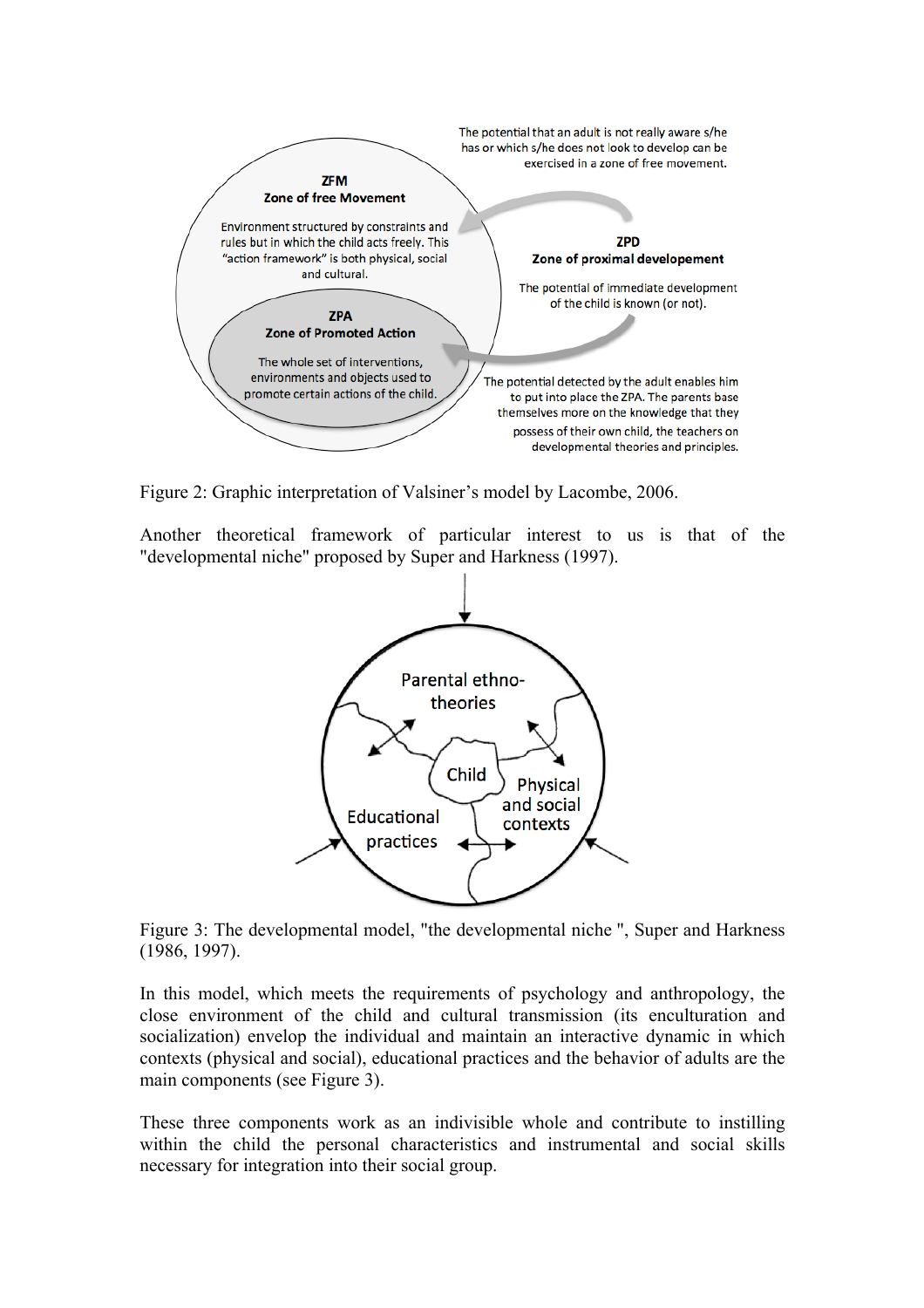Figure 2: Graphic interpretation of Valsiner's model by Lacombe, 2006.

Another theoretical framework of particular interest to us is that of the "developmental niche" proposed by Super and Harkness (1997).

Figure 3: The developmental model, "the developmental niche ", Super and Harkness (1986, 1997).

In this model, which meets the requirements of psychology and anthropology, the close environment of the child and cultural transmission (its enculturation and socialization) envelop the individual and maintain an interactive dynamic in which contexts (physical and social), educational practices and the behavior of adults are the main components (see Figure 3).

These three components work as an indivisible whole and contribute to instilling within the child the personal characteristics and instrumental and social skills necessary for integration into their social group.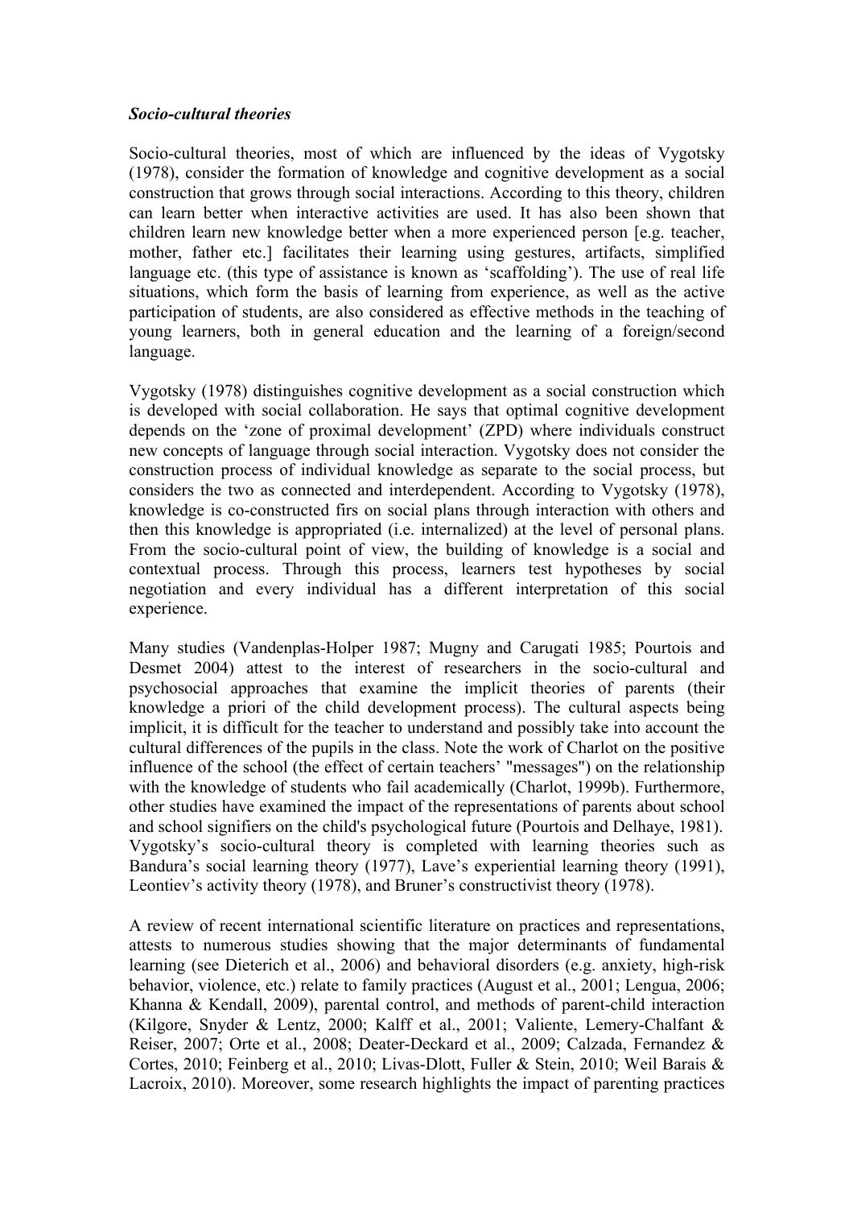***Socio-cultural theories***

Socio-cultural theories, most of which are influenced by the ideas of Vygotsky (1978), consider the formation of knowledge and cognitive development as a social construction that grows through social interactions. According to this theory, children can learn better when interactive activities are used. It has also been shown that children learn new knowledge better when a more experienced person [e.g. teacher, mother, father etc.] facilitates their learning using gestures, artifacts, simplified language etc. (this type of assistance is known as 'scaffolding'). The use of real life situations, which form the basis of learning from experience, as well as the active participation of students, are also considered as effective methods in the teaching of young learners, both in general education and the learning of a foreign/second language.

Vygotsky (1978) distinguishes cognitive development as a social construction which is developed with social collaboration. He says that optimal cognitive development depends on the 'zone of proximal development' (ZPD) where individuals construct new concepts of language through social interaction. Vygotsky does not consider the construction process of individual knowledge as separate to the social process, but considers the two as connected and interdependent. According to Vygotsky (1978), knowledge is co-constructed firs on social plans through interaction with others and then this knowledge is appropriated (i.e. internalized) at the level of personal plans. From the socio-cultural point of view, the building of knowledge is a social and contextual process. Through this process, learners test hypotheses by social negotiation and every individual has a different interpretation of this social experience.

Many studies (Vandenplas-Holper 1987; Mugny and Carugati 1985; Pourtois and Desmet 2004) attest to the interest of researchers in the socio-cultural and psychosocial approaches that examine the implicit theories of parents (their knowledge a priori of the child development process). The cultural aspects being implicit, it is difficult for the teacher to understand and possibly take into account the cultural differences of the pupils in the class. Note the work of Charlot on the positive influence of the school (the effect of certain teachers' "messages") on the relationship with the knowledge of students who fail academically (Charlot, 1999b). Furthermore, other studies have examined the impact of the representations of parents about school and school signifiers on the child's psychological future (Pourtois and Delhaye, 1981). Vygotsky's socio-cultural theory is completed with learning theories such as Bandura's social learning theory (1977), Lave's experiential learning theory (1991), Leontiev's activity theory (1978), and Bruner's constructivist theory (1978).

A review of recent international scientific literature on practices and representations, attests to numerous studies showing that the major determinants of fundamental learning (see Dieterich et al., 2006) and behavioral disorders (e.g. anxiety, high-risk behavior, violence, etc.) relate to family practices (August et al., 2001; Lengua, 2006; Khanna & Kendall, 2009), parental control, and methods of parent-child interaction (Kilgore, Snyder & Lentz, 2000; Kalff et al., 2001; Valiente, Lemery-Chalfant & Reiser, 2007; Orte et al., 2008; Deater-Deckard et al., 2009; Calzada, Fernandez & Cortes, 2010; Feinberg et al., 2010; Livas-Dlott, Fuller & Stein, 2010; Weil Barais & Lacroix, 2010). Moreover, some research highlights the impact of parenting practices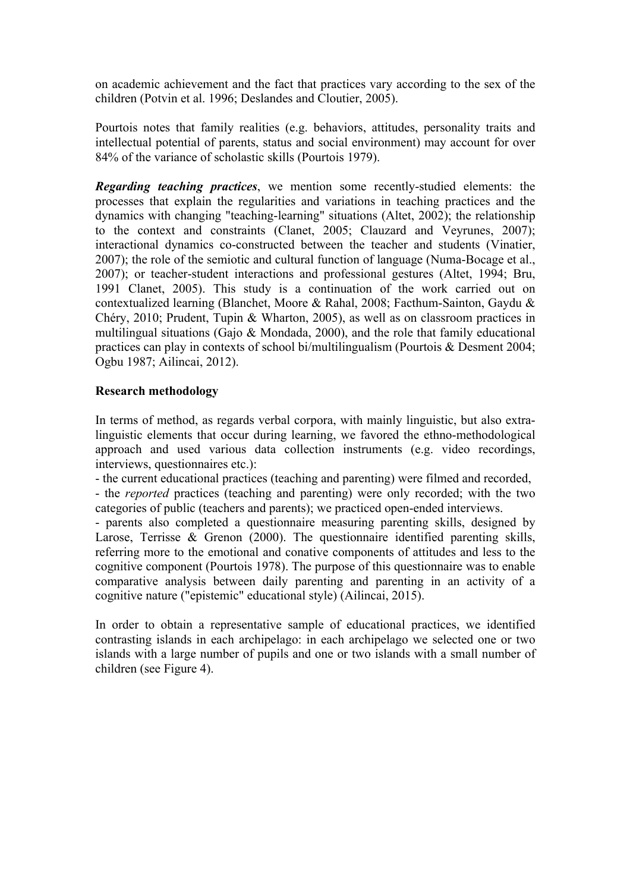on academic achievement and the fact that practices vary according to the sex of the children (Potvin et al. 1996; Deslandes and Cloutier, 2005).

Pourtois notes that family realities (e.g. behaviors, attitudes, personality traits and intellectual potential of parents, status and social environment) may account for over 84% of the variance of scholastic skills (Pourtois 1979).

***Regarding teaching practices***, we mention some recently-studied elements: the processes that explain the regularities and variations in teaching practices and the dynamics with changing "teaching-learning" situations (Altet, 2002); the relationship to the context and constraints (Clanet, 2005; Clauzard and Veyrunes, 2007); interactional dynamics co-constructed between the teacher and students (Vinatier, 2007); the role of the semiotic and cultural function of language (Numa-Bocage et al., 2007); or teacher-student interactions and professional gestures (Altet, 1994; Bru, 1991 Clanet, 2005). This study is a continuation of the work carried out on contextualized learning (Blanchet, Moore & Rahal, 2008; Facthum-Sainton, Gaydu & Chéry, 2010; Prudent, Tupin & Wharton, 2005), as well as on classroom practices in multilingual situations (Gajo & Mondada, 2000), and the role that family educational practices can play in contexts of school bi/multilingualism (Pourtois & Desment 2004; Ogbu 1987; Ailincai, 2012).

**Research methodology**

In terms of method, as regards verbal corpora, with mainly linguistic, but also extra-linguistic elements that occur during learning, we favored the ethno-methodological approach and used various data collection instruments (e.g. video recordings, interviews, questionnaires etc.):

- the current educational practices (teaching and parenting) were filmed and recorded,
- the *reported* practices (teaching and parenting) were only recorded; with the two categories of public (teachers and parents); we practiced open-ended interviews.
- parents also completed a questionnaire measuring parenting skills, designed by Larose, Terrisse & Grenon (2000). The questionnaire identified parenting skills, referring more to the emotional and conative components of attitudes and less to the cognitive component (Pourtois 1978). The purpose of this questionnaire was to enable comparative analysis between daily parenting and parenting in an activity of a cognitive nature ("epistemic" educational style) (Ailincai, 2015).

In order to obtain a representative sample of educational practices, we identified contrasting islands in each archipelago: in each archipelago we selected one or two islands with a large number of pupils and one or two islands with a small number of children (see Figure 4).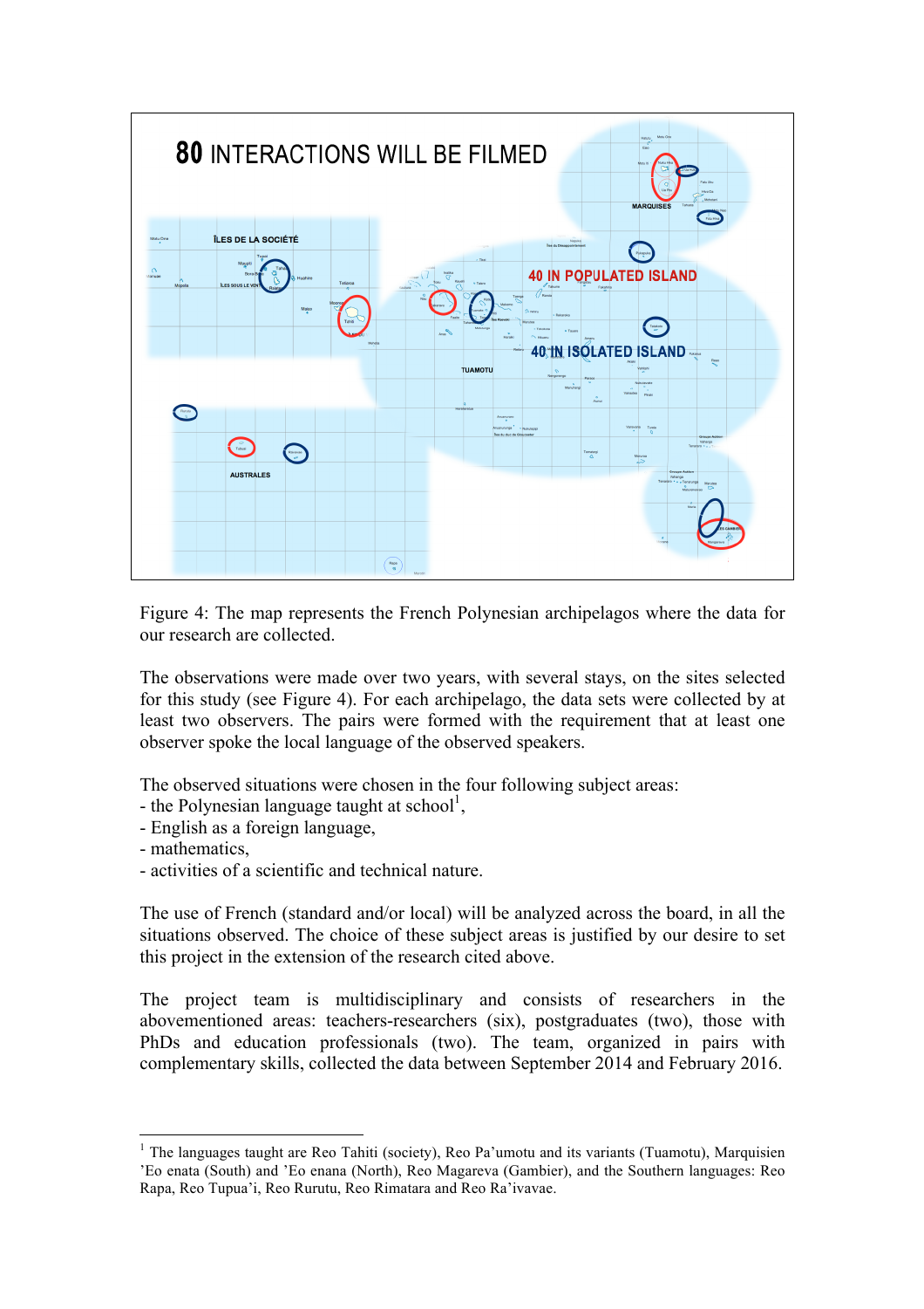Figure 4: The map represents the French Polynesian archipelagos where the data for our research are collected.

The observations were made over two years, with several stays, on the sites selected for this study (see Figure 4). For each archipelago, the data sets were collected by at least two observers. The pairs were formed with the requirement that at least one observer spoke the local language of the observed speakers.

The observed situations were chosen in the four following subject areas:

- the Polynesian language taught at school[1],
- English as a foreign language,
- mathematics,
- activities of a scientific and technical nature.

The use of French (standard and/or local) will be analyzed across the board, in all the situations observed. The choice of these subject areas is justified by our desire to set this project in the extension of the research cited above.

The project team is multidisciplinary and consists of researchers in the abovementioned areas: teachers-researchers (six), postgraduates (two), those with PhDs and education professionals (two). The team, organized in pairs with complementary skills, collected the data between September 2014 and February 2016.

---

[1] The languages taught are Reo Tahiti (society), Reo Pa'umotu and its variants (Tuamotu), Marquisien 'Eo enata (South) and 'Eo enana (North), Reo Magareva (Gambier), and the Southern languages: Reo Rapa, Reo Tupua'i, Reo Rurutu, Reo Rimatara and Reo Ra'ivavae.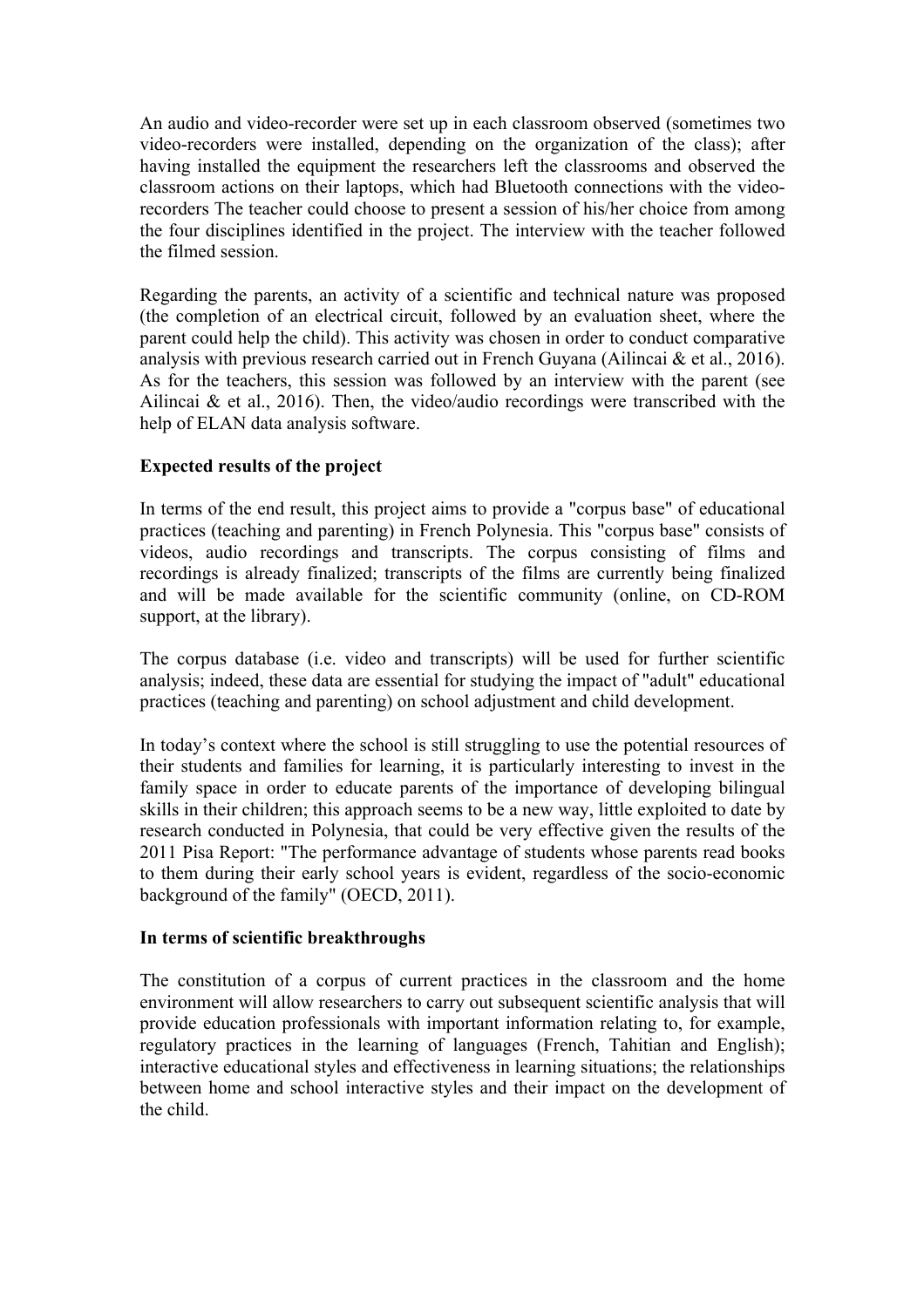An audio and video-recorder were set up in each classroom observed (sometimes two video-recorders were installed, depending on the organization of the class); after having installed the equipment the researchers left the classrooms and observed the classroom actions on their laptops, which had Bluetooth connections with the video-recorders The teacher could choose to present a session of his/her choice from among the four disciplines identified in the project. The interview with the teacher followed the filmed session.

Regarding the parents, an activity of a scientific and technical nature was proposed (the completion of an electrical circuit, followed by an evaluation sheet, where the parent could help the child). This activity was chosen in order to conduct comparative analysis with previous research carried out in French Guyana (Ailincai & et al., 2016). As for the teachers, this session was followed by an interview with the parent (see Ailincai & et al., 2016). Then, the video/audio recordings were transcribed with the help of ELAN data analysis software.

**Expected results of the project**

In terms of the end result, this project aims to provide a "corpus base" of educational practices (teaching and parenting) in French Polynesia. This "corpus base" consists of videos, audio recordings and transcripts. The corpus consisting of films and recordings is already finalized; transcripts of the films are currently being finalized and will be made available for the scientific community (online, on CD-ROM support, at the library).

The corpus database (i.e. video and transcripts) will be used for further scientific analysis; indeed, these data are essential for studying the impact of "adult" educational practices (teaching and parenting) on school adjustment and child development.

In today's context where the school is still struggling to use the potential resources of their students and families for learning, it is particularly interesting to invest in the family space in order to educate parents of the importance of developing bilingual skills in their children; this approach seems to be a new way, little exploited to date by research conducted in Polynesia, that could be very effective given the results of the 2011 Pisa Report: "The performance advantage of students whose parents read books to them during their early school years is evident, regardless of the socio-economic background of the family" (OECD, 2011).

**In terms of scientific breakthroughs**

The constitution of a corpus of current practices in the classroom and the home environment will allow researchers to carry out subsequent scientific analysis that will provide education professionals with important information relating to, for example, regulatory practices in the learning of languages (French, Tahitian and English); interactive educational styles and effectiveness in learning situations; the relationships between home and school interactive styles and their impact on the development of the child.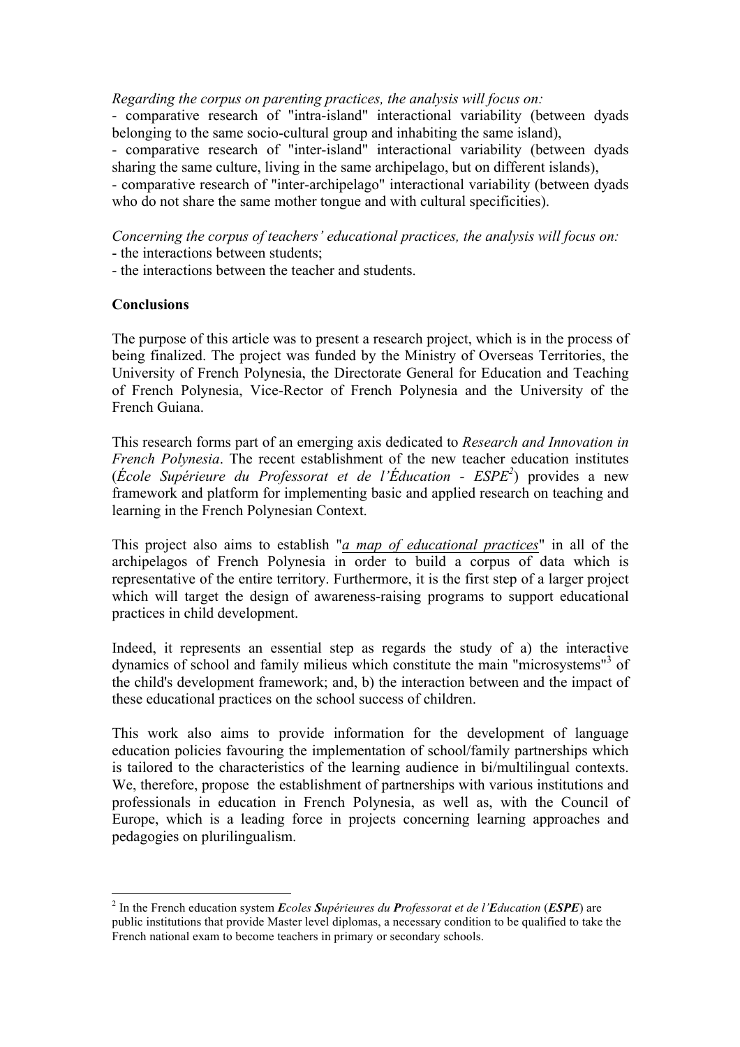*Regarding the corpus on parenting practices, the analysis will focus on:*

- comparative research of "intra-island" interactional variability (between dyads belonging to the same socio-cultural group and inhabiting the same island),
- comparative research of "inter-island" interactional variability (between dyads sharing the same culture, living in the same archipelago, but on different islands),
- comparative research of "inter-archipelago" interactional variability (between dyads who do not share the same mother tongue and with cultural specificities).

*Concerning the corpus of teachers' educational practices, the analysis will focus on:*

- the interactions between students;
- the interactions between the teacher and students.

**Conclusions**

The purpose of this article was to present a research project, which is in the process of being finalized. The project was funded by the Ministry of Overseas Territories, the University of French Polynesia, the Directorate General for Education and Teaching of French Polynesia, Vice-Rector of French Polynesia and the University of the French Guiana.

This research forms part of an emerging axis dedicated to *Research and Innovation in French Polynesia*. The recent establishment of the new teacher education institutes (*École Supérieure du Professorat et de l'Éducation - ESPE*[2]) provides a new framework and platform for implementing basic and applied research on teaching and learning in the French Polynesian Context.

This project also aims to establish "*a map of educational practices*" in all of the archipelagos of French Polynesia in order to build a corpus of data which is representative of the entire territory. Furthermore, it is the first step of a larger project which will target the design of awareness-raising programs to support educational practices in child development.

Indeed, it represents an essential step as regards the study of a) the interactive dynamics of school and family milieus which constitute the main "microsystems"[3] of the child's development framework; and, b) the interaction between and the impact of these educational practices on the school success of children.

This work also aims to provide information for the development of language education policies favouring the implementation of school/family partnerships which is tailored to the characteristics of the learning audience in bi/multilingual contexts. We, therefore, propose the establishment of partnerships with various institutions and professionals in education in French Polynesia, as well as, with the Council of Europe, which is a leading force in projects concerning learning approaches and pedagogies on plurilingualism.

---

[2] In the French education system ***E**coles **S**upérieures du **P**rofessorat et de l'**E**ducation* (***ESPE***) are public institutions that provide Master level diplomas, a necessary condition to be qualified to take the French national exam to become teachers in primary or secondary schools.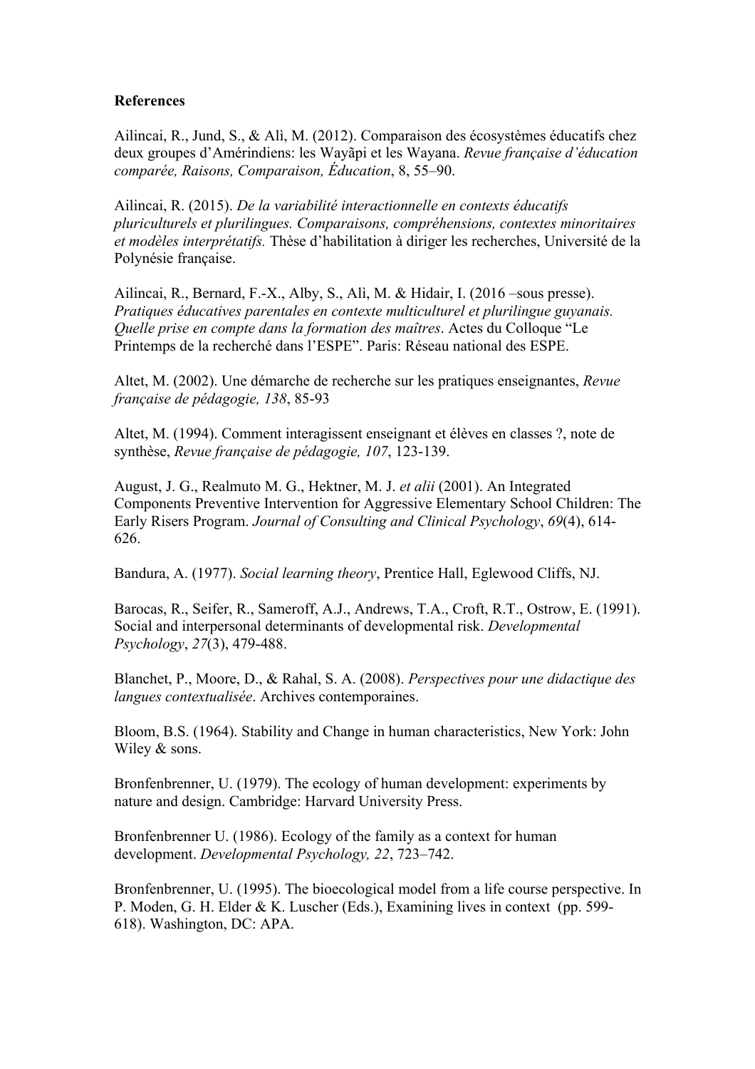**References**

Ailincai, R., Jund, S., & Alì, M. (2012). Comparaison des écosystèmes éducatifs chez deux groupes d'Amérindiens: les Wayãpi et les Wayana. *Revue française d'éducation comparée, Raisons, Comparaison, Éducation*, 8, 55–90.

Ailincai, R. (2015). *De la variabilité interactionnelle en contexts éducatifs pluriculturels et plurilingues. Comparaisons, compréhensions, contextes minoritaires et modèles interprétatifs.* Thèse d'habilitation à diriger les recherches, Université de la Polynésie française.

Ailincai, R., Bernard, F.-X., Alby, S., Alì, M. & Hidair, I. (2016 –sous presse). *Pratiques éducatives parentales en contexte multiculturel et plurilingue guyanais. Quelle prise en compte dans la formation des maîtres*. Actes du Colloque "Le Printemps de la recherché dans l'ESPE". Paris: Réseau national des ESPE.

Altet, M. (2002). Une démarche de recherche sur les pratiques enseignantes, *Revue française de pédagogie, 138*, 85-93

Altet, M. (1994). Comment interagissent enseignant et élèves en classes ?, note de synthèse, *Revue française de pédagogie, 107*, 123-139.

August, J. G., Realmuto M. G., Hektner, M. J. *et alii* (2001). An Integrated Components Preventive Intervention for Aggressive Elementary School Children: The Early Risers Program. *Journal of Consulting and Clinical Psychology*, *69*(4), 614-626.

Bandura, A. (1977). *Social learning theory*, Prentice Hall, Eglewood Cliffs, NJ.

Barocas, R., Seifer, R., Sameroff, A.J., Andrews, T.A., Croft, R.T., Ostrow, E. (1991). Social and interpersonal determinants of developmental risk. *Developmental Psychology*, *27*(3), 479-488.

Blanchet, P., Moore, D., & Rahal, S. A. (2008). *Perspectives pour une didactique des langues contextualisée*. Archives contemporaines.

Bloom, B.S. (1964). Stability and Change in human characteristics, New York: John Wiley & sons.

Bronfenbrenner, U. (1979). The ecology of human development: experiments by nature and design. Cambridge: Harvard University Press.

Bronfenbrenner U. (1986). Ecology of the family as a context for human development. *Developmental Psychology, 22*, 723–742.

Bronfenbrenner, U. (1995). The bioecological model from a life course perspective. In P. Moden, G. H. Elder & K. Luscher (Eds.), Examining lives in context (pp. 599-618). Washington, DC: APA.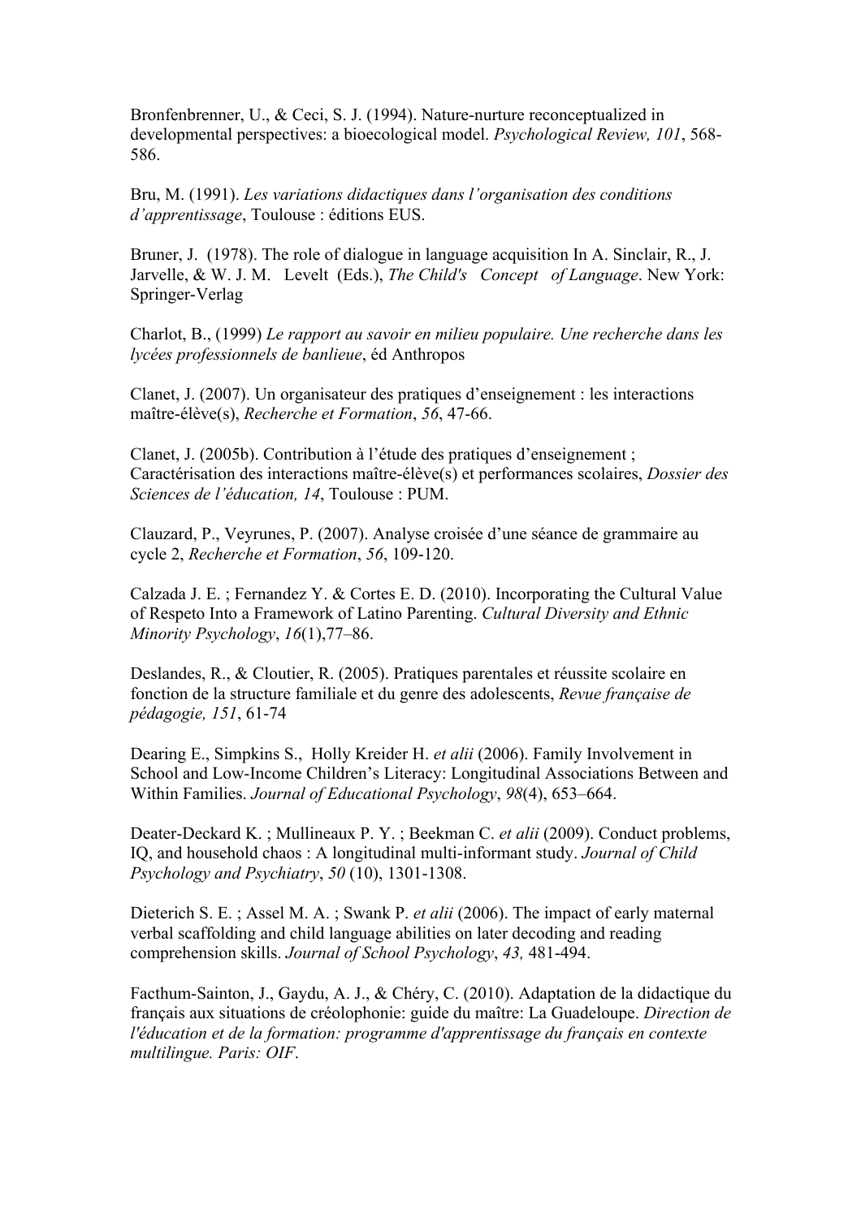Bronfenbrenner, U., & Ceci, S. J. (1994). Nature-nurture reconceptualized in developmental perspectives: a bioecological model. *Psychological Review, 101*, 568-586.

Bru, M. (1991). *Les variations didactiques dans l'organisation des conditions d'apprentissage*, Toulouse : éditions EUS.

Bruner, J. (1978). The role of dialogue in language acquisition In A. Sinclair, R., J. Jarvelle, & W. J. M. Levelt (Eds.), *The Child's Concept of Language*. New York: Springer-Verlag

Charlot, B., (1999) *Le rapport au savoir en milieu populaire. Une recherche dans les lycées professionnels de banlieue*, éd Anthropos

Clanet, J. (2007). Un organisateur des pratiques d'enseignement : les interactions maître-élève(s), *Recherche et Formation*, *56*, 47-66.

Clanet, J. (2005b). Contribution à l'étude des pratiques d'enseignement ; Caractérisation des interactions maître-élève(s) et performances scolaires, *Dossier des Sciences de l'éducation, 14*, Toulouse : PUM.

Clauzard, P., Veyrunes, P. (2007). Analyse croisée d'une séance de grammaire au cycle 2, *Recherche et Formation*, *56*, 109-120.

Calzada J. E. ; Fernandez Y. & Cortes E. D. (2010). Incorporating the Cultural Value of Respeto Into a Framework of Latino Parenting. *Cultural Diversity and Ethnic Minority Psychology*, *16*(1),77–86.

Deslandes, R., & Cloutier, R. (2005). Pratiques parentales et réussite scolaire en fonction de la structure familiale et du genre des adolescents, *Revue française de pédagogie, 151*, 61-74

Dearing E., Simpkins S., Holly Kreider H. *et alii* (2006). Family Involvement in School and Low-Income Children's Literacy: Longitudinal Associations Between and Within Families. *Journal of Educational Psychology*, *98*(4), 653–664.

Deater-Deckard K. ; Mullineaux P. Y. ; Beekman C. *et alii* (2009). Conduct problems, IQ, and household chaos : A longitudinal multi-informant study. *Journal of Child Psychology and Psychiatry*, *50* (10), 1301-1308.

Dieterich S. E. ; Assel M. A. ; Swank P. *et alii* (2006). The impact of early maternal verbal scaffolding and child language abilities on later decoding and reading comprehension skills. *Journal of School Psychology*, *43,* 481-494.

Facthum-Sainton, J., Gaydu, A. J., & Chéry, C. (2010). Adaptation de la didactique du français aux situations de créolophonie: guide du maître: La Guadeloupe. *Direction de l'éducation et de la formation: programme d'apprentissage du français en contexte multilingue. Paris: OIF*.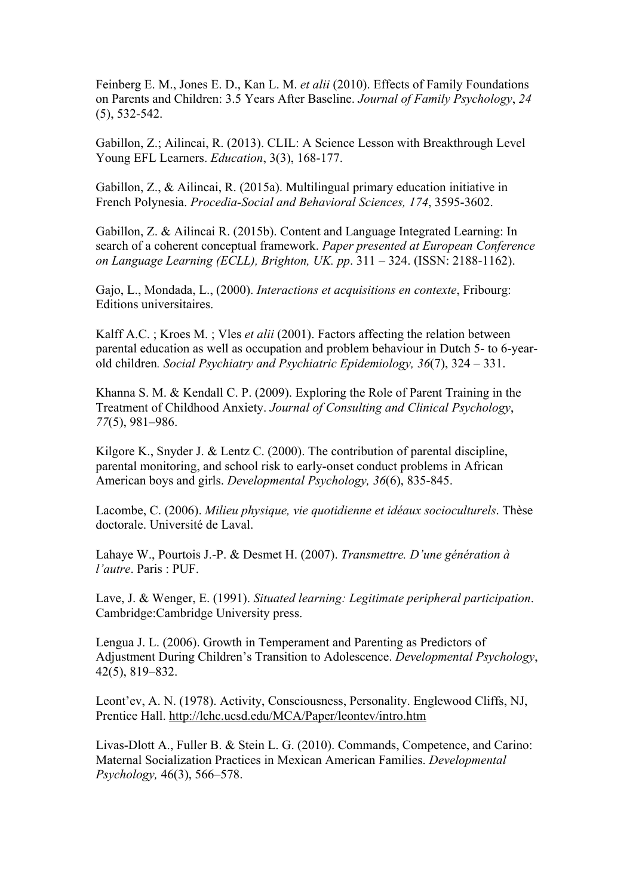Feinberg E. M., Jones E. D., Kan L. M. *et alii* (2010). Effects of Family Foundations on Parents and Children: 3.5 Years After Baseline. *Journal of Family Psychology*, *24* (5), 532-542.

Gabillon, Z.; Ailincai, R. (2013). CLIL: A Science Lesson with Breakthrough Level Young EFL Learners. *Education*, 3(3), 168-177.

Gabillon, Z., & Ailincai, R. (2015a). Multilingual primary education initiative in French Polynesia. *Procedia-Social and Behavioral Sciences, 174*, 3595-3602.

Gabillon, Z. & Ailincai R. (2015b). Content and Language Integrated Learning: In search of a coherent conceptual framework. *Paper presented at European Conference on Language Learning (ECLL), Brighton, UK. pp*. 311 – 324. (ISSN: 2188-1162).

Gajo, L., Mondada, L., (2000). *Interactions et acquisitions en contexte*, Fribourg: Editions universitaires.

Kalff A.C. ; Kroes M. ; Vles *et alii* (2001). Factors affecting the relation between parental education as well as occupation and problem behaviour in Dutch 5- to 6-year-old children*. Social Psychiatry and Psychiatric Epidemiology, 36*(7), 324 – 331.

Khanna S. M. & Kendall C. P. (2009). Exploring the Role of Parent Training in the Treatment of Childhood Anxiety. *Journal of Consulting and Clinical Psychology*, *77*(5), 981–986.

Kilgore K., Snyder J. & Lentz C. (2000). The contribution of parental discipline, parental monitoring, and school risk to early-onset conduct problems in African American boys and girls. *Developmental Psychology, 36*(6), 835-845.

Lacombe, C. (2006). *Milieu physique, vie quotidienne et idéaux socioculturels*. Thèse doctorale. Université de Laval.

Lahaye W., Pourtois J.-P. & Desmet H. (2007). *Transmettre. D'une génération à l'autre*. Paris : PUF.

Lave, J. & Wenger, E. (1991). *Situated learning: Legitimate peripheral participation*. Cambridge:Cambridge University press.

Lengua J. L. (2006). Growth in Temperament and Parenting as Predictors of Adjustment During Children's Transition to Adolescence. *Developmental Psychology*, 42(5), 819–832.

Leont'ev, A. N. (1978). Activity, Consciousness, Personality. Englewood Cliffs, NJ, Prentice Hall. http://lchc.ucsd.edu/MCA/Paper/leontev/intro.htm

Livas-Dlott A., Fuller B. & Stein L. G. (2010). Commands, Competence, and Carino: Maternal Socialization Practices in Mexican American Families. *Developmental Psychology,* 46(3), 566–578.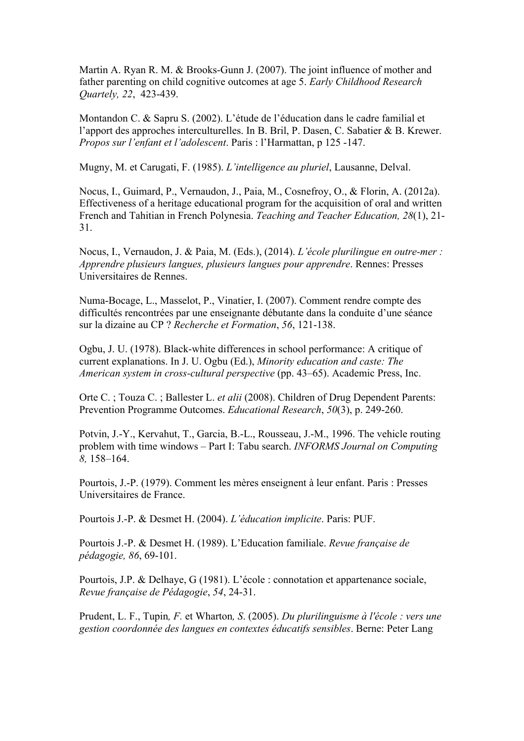Martin A. Ryan R. M. & Brooks-Gunn J. (2007). The joint influence of mother and father parenting on child cognitive outcomes at age 5. *Early Childhood Research Quartely, 22*, 423-439.

Montandon C. & Sapru S. (2002). L'étude de l'éducation dans le cadre familial et l'apport des approches interculturelles. In B. Bril, P. Dasen, C. Sabatier & B. Krewer. *Propos sur l'enfant et l'adolescent*. Paris : l'Harmattan, p 125 -147.

Mugny, M. et Carugati, F. (1985). *L'intelligence au pluriel*, Lausanne, Delval.

Nocus, I., Guimard, P., Vernaudon, J., Paia, M., Cosnefroy, O., & Florin, A. (2012a). Effectiveness of a heritage educational program for the acquisition of oral and written French and Tahitian in French Polynesia. *Teaching and Teacher Education, 28*(1), 21-31.

Nocus, I., Vernaudon, J. & Paia, M. (Eds.), (2014). *L'école plurilingue en outre-mer : Apprendre plusieurs langues, plusieurs langues pour apprendre*. Rennes: Presses Universitaires de Rennes.

Numa-Bocage, L., Masselot, P., Vinatier, I. (2007). Comment rendre compte des difficultés rencontrées par une enseignante débutante dans la conduite d'une séance sur la dizaine au CP ? *Recherche et Formation*, *56*, 121-138.

Ogbu, J. U. (1978). Black-white differences in school performance: A critique of current explanations. In J. U. Ogbu (Ed.), *Minority education and caste: The American system in cross-cultural perspective* (pp. 43–65). Academic Press, Inc.

Orte C. ; Touza C. ; Ballester L. *et alii* (2008). Children of Drug Dependent Parents: Prevention Programme Outcomes. *Educational Research*, *50*(3), p. 249-260.

Potvin, J.-Y., Kervahut, T., Garcia, B.-L., Rousseau, J.-M., 1996. The vehicle routing problem with time windows – Part I: Tabu search. *INFORMS Journal on Computing 8,* 158–164.

Pourtois, J.-P. (1979). Comment les mères enseignent à leur enfant. Paris : Presses Universitaires de France.

Pourtois J.-P. & Desmet H. (2004). *L'éducation implicite*. Paris: PUF.

Pourtois J.-P. & Desmet H. (1989). L'Education familiale. *Revue française de pédagogie, 86*, 69-101.

Pourtois, J.P. & Delhaye, G (1981). L'école : connotation et appartenance sociale, *Revue française de Pédagogie*, *54*, 24-31.

Prudent, L. F., Tupin*, F.* et Wharton*, S*. (2005). *Du plurilinguisme à l'école : vers une gestion coordonnée des langues en contextes éducatifs sensibles*. Berne: Peter Lang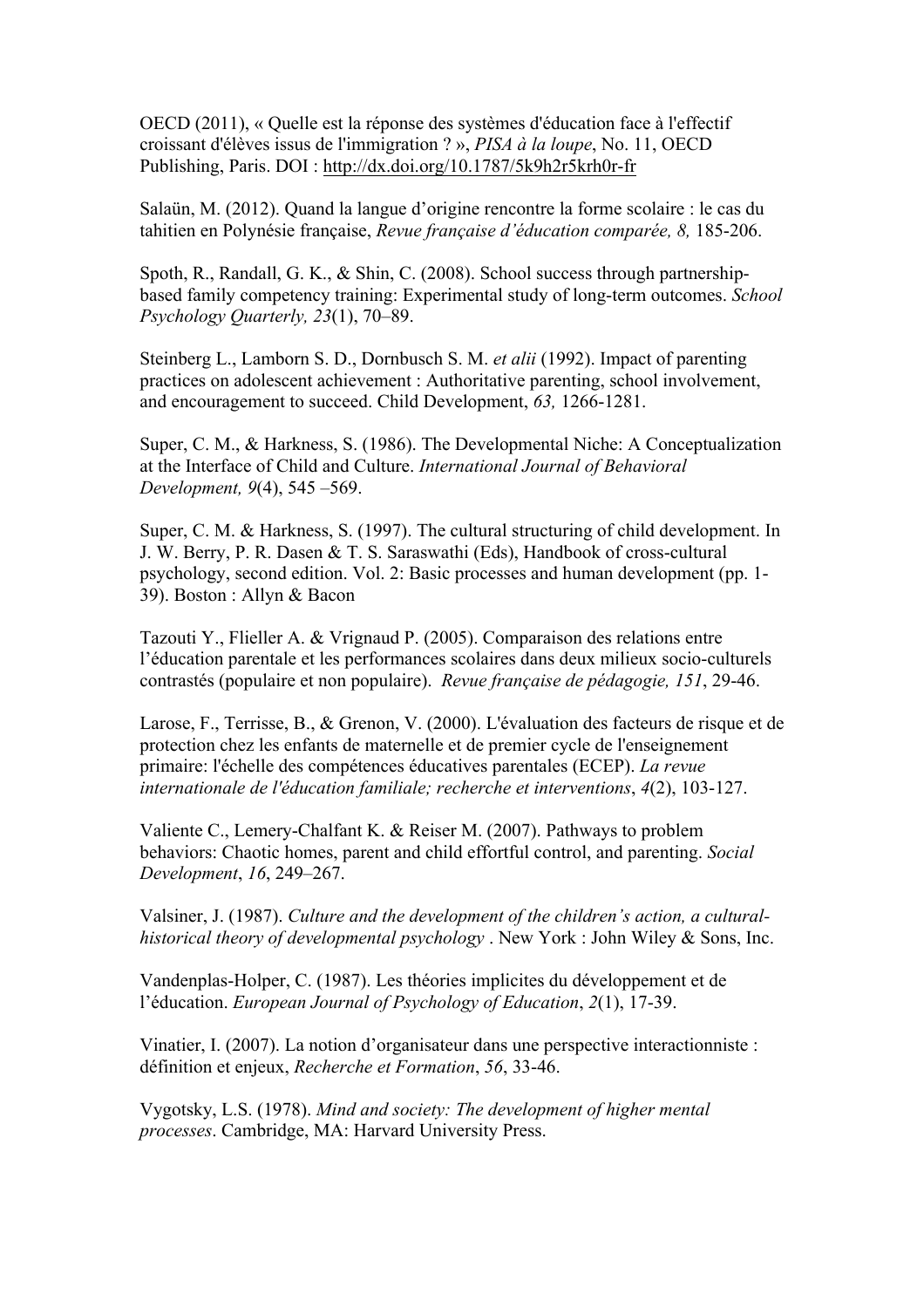OECD (2011), « Quelle est la réponse des systèmes d'éducation face à l'effectif croissant d'élèves issus de l'immigration ? », *PISA à la loupe*, No. 11, OECD Publishing, Paris. DOI : http://dx.doi.org/10.1787/5k9h2r5krh0r-fr

Salaün, M. (2012). Quand la langue d'origine rencontre la forme scolaire : le cas du tahitien en Polynésie française, *Revue française d'éducation comparée, 8,* 185-206.

Spoth, R., Randall, G. K., & Shin, C. (2008). School success through partnership-based family competency training: Experimental study of long-term outcomes. *School Psychology Quarterly, 23*(1), 70–89.

Steinberg L., Lamborn S. D., Dornbusch S. M. *et alii* (1992). Impact of parenting practices on adolescent achievement : Authoritative parenting, school involvement, and encouragement to succeed. Child Development, *63,* 1266-1281.

Super, C. M., & Harkness, S. (1986). The Developmental Niche: A Conceptualization at the Interface of Child and Culture. *International Journal of Behavioral Development, 9*(4), 545 –569.

Super, C. M. & Harkness, S. (1997). The cultural structuring of child development. In J. W. Berry, P. R. Dasen & T. S. Saraswathi (Eds), Handbook of cross-cultural psychology, second edition. Vol. 2: Basic processes and human development (pp. 1-39). Boston : Allyn & Bacon

Tazouti Y., Flieller A. & Vrignaud P. (2005). Comparaison des relations entre l'éducation parentale et les performances scolaires dans deux milieux socio-culturels contrastés (populaire et non populaire). *Revue française de pédagogie, 151*, 29-46.

Larose, F., Terrisse, B., & Grenon, V. (2000). L'évaluation des facteurs de risque et de protection chez les enfants de maternelle et de premier cycle de l'enseignement primaire: l'échelle des compétences éducatives parentales (ECEP). *La revue internationale de l'éducation familiale; recherche et interventions*, *4*(2), 103-127.

Valiente C., Lemery-Chalfant K. & Reiser M. (2007). Pathways to problem behaviors: Chaotic homes, parent and child effortful control, and parenting. *Social Development*, *16*, 249–267.

Valsiner, J. (1987). *Culture and the development of the children's action, a cultural-historical theory of developmental psychology* . New York : John Wiley & Sons, Inc.

Vandenplas-Holper, C. (1987). Les théories implicites du développement et de l'éducation. *European Journal of Psychology of Education*, *2*(1), 17-39.

Vinatier, I. (2007). La notion d'organisateur dans une perspective interactionniste : définition et enjeux, *Recherche et Formation*, *56*, 33-46.

Vygotsky, L.S. (1978). *Mind and society: The development of higher mental processes*. Cambridge, MA: Harvard University Press.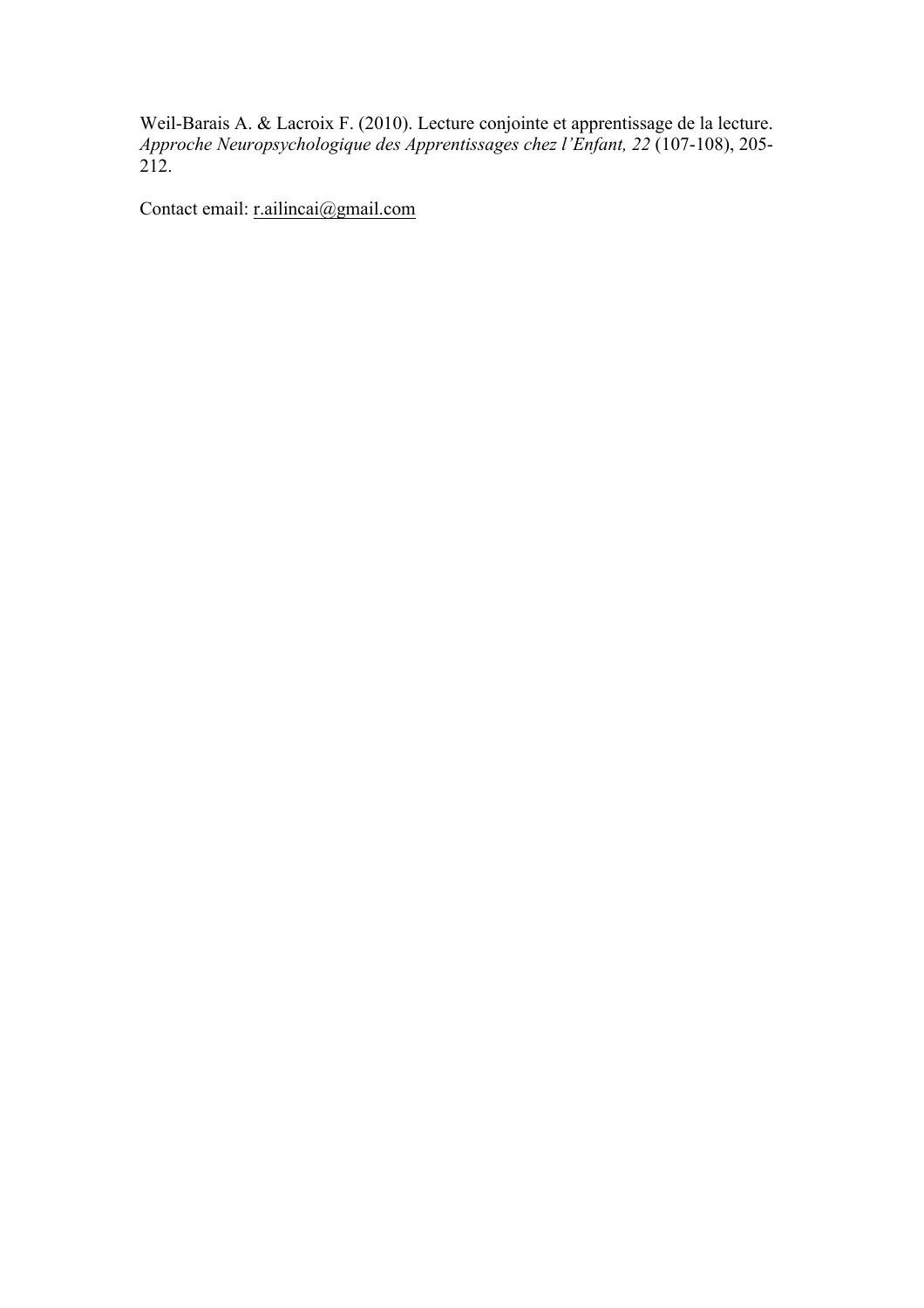Weil-Barais A. & Lacroix F. (2010). Lecture conjointe et apprentissage de la lecture. *Approche Neuropsychologique des Apprentissages chez l'Enfant, 22* (107-108), 205-212.

Contact email: r.ailincai@gmail.com